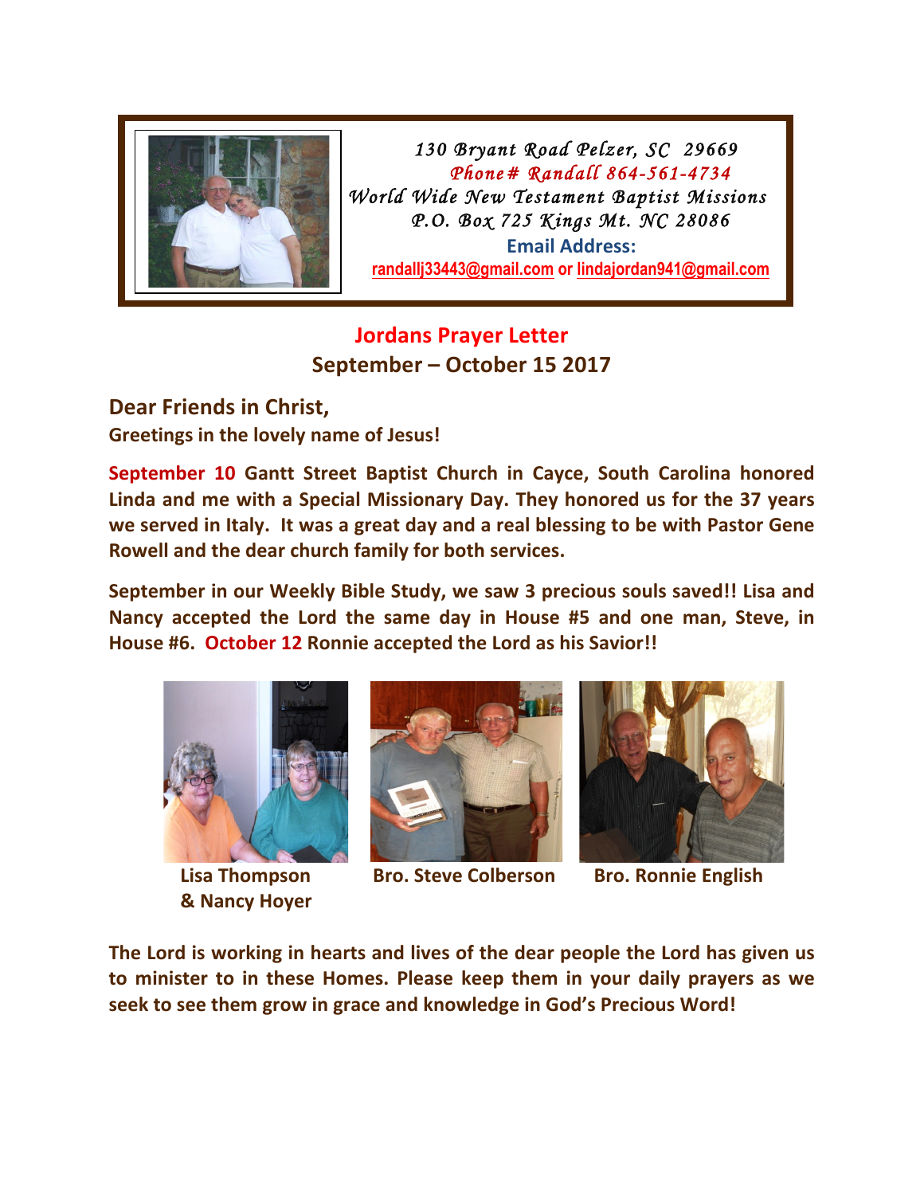*130 Bryant Road Pelzer, SC 29669*
*Phone# Randall 864-561-4734*
*World Wide New Testament Baptist Missions*
*P.O. Box 725 Kings Mt. NC 28086*
**Email Address:**
randallj33443@gmail.com or lindajordan941@gmail.com

## Jordans Prayer Letter
### September – October 15 2017

**Dear Friends in Christ,**
**Greetings in the lovely name of Jesus!**

**September 10 Gantt Street Baptist Church in Cayce, South Carolina honored Linda and me with a Special Missionary Day. They honored us for the 37 years we served in Italy. It was a great day and a real blessing to be with Pastor Gene Rowell and the dear church family for both services.**

**September in our Weekly Bible Study, we saw 3 precious souls saved!! Lisa and Nancy accepted the Lord the same day in House #5 and one man, Steve, in House #6. October 12 Ronnie accepted the Lord as his Savior!!**

**Lisa Thompson & Nancy Hoyer**

**Bro. Steve Colberson**

**Bro. Ronnie English**

**The Lord is working in hearts and lives of the dear people the Lord has given us to minister to in these Homes. Please keep them in your daily prayers as we seek to see them grow in grace and knowledge in God's Precious Word!**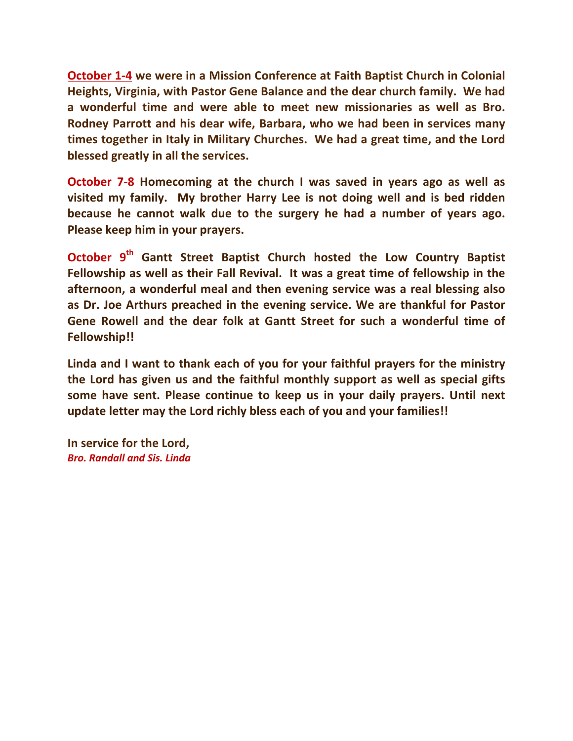**October 1-4 we were in a Mission Conference at Faith Baptist Church in Colonial Heights, Virginia, with Pastor Gene Balance and the dear church family. We had a wonderful time and were able to meet new missionaries as well as Bro. Rodney Parrott and his dear wife, Barbara, who we had been in services many times together in Italy in Military Churches. We had a great time, and the Lord blessed greatly in all the services.**

**October 7-8 Homecoming at the church I was saved in years ago as well as visited my family. My brother Harry Lee is not doing well and is bed ridden because he cannot walk due to the surgery he had a number of years ago. Please keep him in your prayers.**

**October 9th Gantt Street Baptist Church hosted the Low Country Baptist Fellowship as well as their Fall Revival. It was a great time of fellowship in the afternoon, a wonderful meal and then evening service was a real blessing also as Dr. Joe Arthurs preached in the evening service. We are thankful for Pastor Gene Rowell and the dear folk at Gantt Street for such a wonderful time of Fellowship!!**

**Linda and I want to thank each of you for your faithful prayers for the ministry the Lord has given us and the faithful monthly support as well as special gifts some have sent. Please continue to keep us in your daily prayers. Until next update letter may the Lord richly bless each of you and your families!!**

**In service for the Lord,**
***Bro. Randall and Sis. Linda***